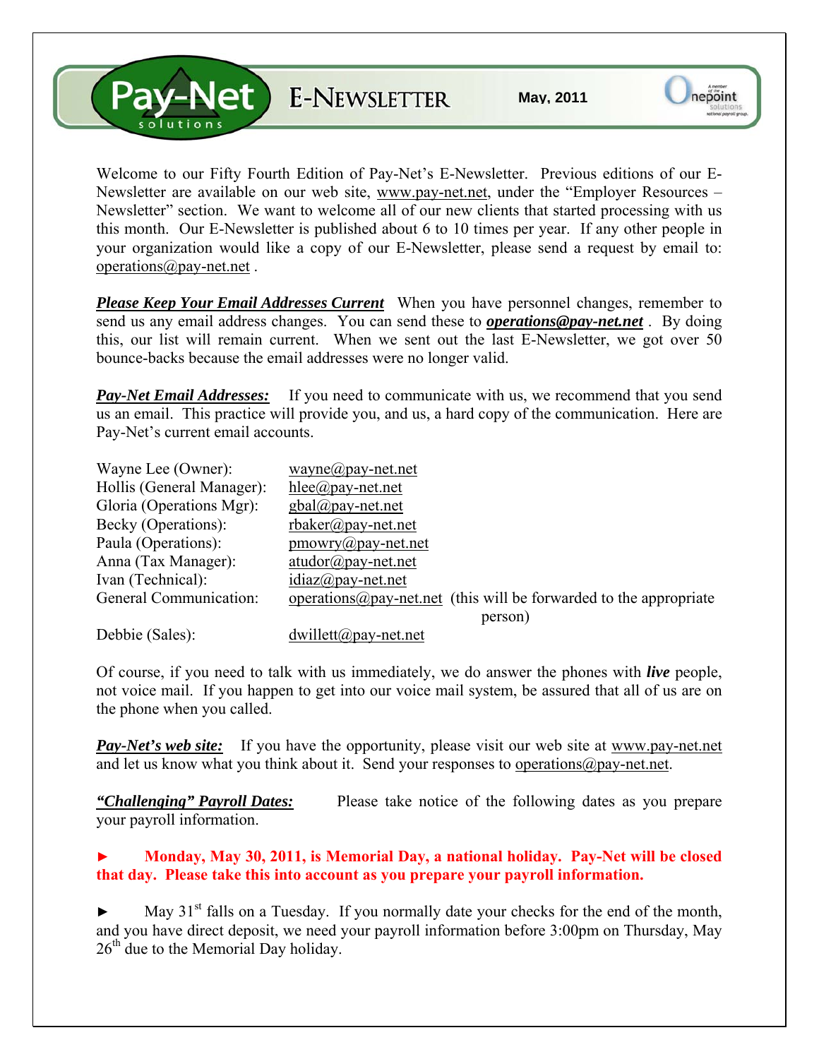# Pay-Net solutions E-NEWSLETTER

**May, 2011**

Welcome to our Fifty Fourth Edition of Pay-Net's E-Newsletter. Previous editions of our E-Newsletter are available on our web site, www.pay-net.net, under the "Employer Resources – Newsletter" section. We want to welcome all of our new clients that started processing with us this month. Our E-Newsletter is published about 6 to 10 times per year. If any other people in your organization would like a copy of our E-Newsletter, please send a request by email to: operations@pay-net.net .

***Please Keep Your Email Addresses Current*** When you have personnel changes, remember to send us any email address changes. You can send these to ***operations@pay-net.net*** . By doing this, our list will remain current. When we sent out the last E-Newsletter, we got over 50 bounce-backs because the email addresses were no longer valid.

***Pay-Net Email Addresses:*** If you need to communicate with us, we recommend that you send us an email. This practice will provide you, and us, a hard copy of the communication. Here are Pay-Net's current email accounts.

| | |
|---|---|
| Wayne Lee (Owner): | wayne@pay-net.net |
| Hollis (General Manager): | hlee@pay-net.net |
| Gloria (Operations Mgr): | gbal@pay-net.net |
| Becky (Operations): | rbaker@pay-net.net |
| Paula (Operations): | pmowry@pay-net.net |
| Anna (Tax Manager): | atudor@pay-net.net |
| Ivan (Technical): | idiaz@pay-net.net |
| General Communication: | operations@pay-net.net (this will be forwarded to the appropriate person) |
| Debbie (Sales): | dwillett@pay-net.net |

Of course, if you need to talk with us immediately, we do answer the phones with ***live*** people, not voice mail. If you happen to get into our voice mail system, be assured that all of us are on the phone when you called.

***Pay-Net's web site:*** If you have the opportunity, please visit our web site at www.pay-net.net and let us know what you think about it. Send your responses to operations@pay-net.net.

***"Challenging" Payroll Dates:*** Please take notice of the following dates as you prepare your payroll information.

► **Monday, May 30, 2011, is Memorial Day, a national holiday. Pay-Net will be closed that day. Please take this into account as you prepare your payroll information.**

► May 31st falls on a Tuesday. If you normally date your checks for the end of the month, and you have direct deposit, we need your payroll information before 3:00pm on Thursday, May 26th due to the Memorial Day holiday.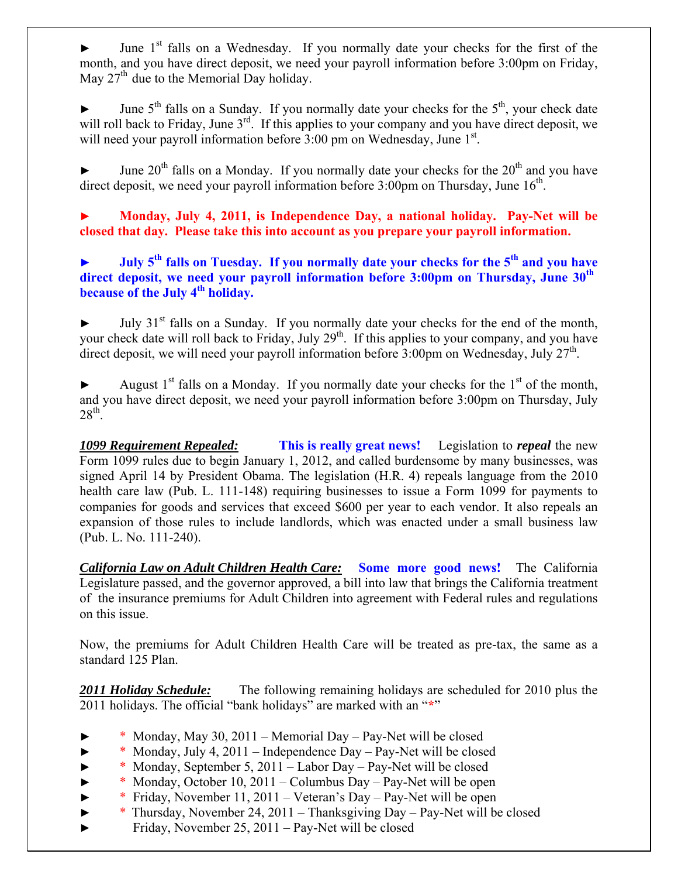► June 1st falls on a Wednesday. If you normally date your checks for the first of the month, and you have direct deposit, we need your payroll information before 3:00pm on Friday, May 27th due to the Memorial Day holiday.

► June 5th falls on a Sunday. If you normally date your checks for the 5th, your check date will roll back to Friday, June 3rd. If this applies to your company and you have direct deposit, we will need your payroll information before 3:00 pm on Wednesday, June 1st.

► June 20th falls on a Monday. If you normally date your checks for the 20th and you have direct deposit, we need your payroll information before 3:00pm on Thursday, June 16th.

**► Monday, July 4, 2011, is Independence Day, a national holiday. Pay-Net will be closed that day. Please take this into account as you prepare your payroll information.**

**► July 5th falls on Tuesday. If you normally date your checks for the 5th and you have direct deposit, we need your payroll information before 3:00pm on Thursday, June 30th because of the July 4th holiday.**

► July 31st falls on a Sunday. If you normally date your checks for the end of the month, your check date will roll back to Friday, July 29th. If this applies to your company, and you have direct deposit, we will need your payroll information before 3:00pm on Wednesday, July 27th.

► August 1st falls on a Monday. If you normally date your checks for the 1st of the month, and you have direct deposit, we need your payroll information before 3:00pm on Thursday, July 28th.

***1099 Requirement Repealed:*** **This is really great news!** Legislation to ***repeal*** the new Form 1099 rules due to begin January 1, 2012, and called burdensome by many businesses, was signed April 14 by President Obama. The legislation (H.R. 4) repeals language from the 2010 health care law (Pub. L. 111-148) requiring businesses to issue a Form 1099 for payments to companies for goods and services that exceed $600 per year to each vendor. It also repeals an expansion of those rules to include landlords, which was enacted under a small business law (Pub. L. No. 111-240).

***California Law on Adult Children Health Care:*** **Some more good news!** The California Legislature passed, and the governor approved, a bill into law that brings the California treatment of the insurance premiums for Adult Children into agreement with Federal rules and regulations on this issue.

Now, the premiums for Adult Children Health Care will be treated as pre-tax, the same as a standard 125 Plan.

***2011 Holiday Schedule:*** The following remaining holidays are scheduled for 2010 plus the 2011 holidays. The official "bank holidays" are marked with an "*"

- \* Monday, May 30, 2011 – Memorial Day – Pay-Net will be closed
- \* Monday, July 4, 2011 – Independence Day – Pay-Net will be closed
- \* Monday, September 5, 2011 – Labor Day – Pay-Net will be closed
- \* Monday, October 10, 2011 – Columbus Day – Pay-Net will be open
- \* Friday, November 11, 2011 – Veteran's Day – Pay-Net will be open
- \* Thursday, November 24, 2011 – Thanksgiving Day – Pay-Net will be closed
- Friday, November 25, 2011 – Pay-Net will be closed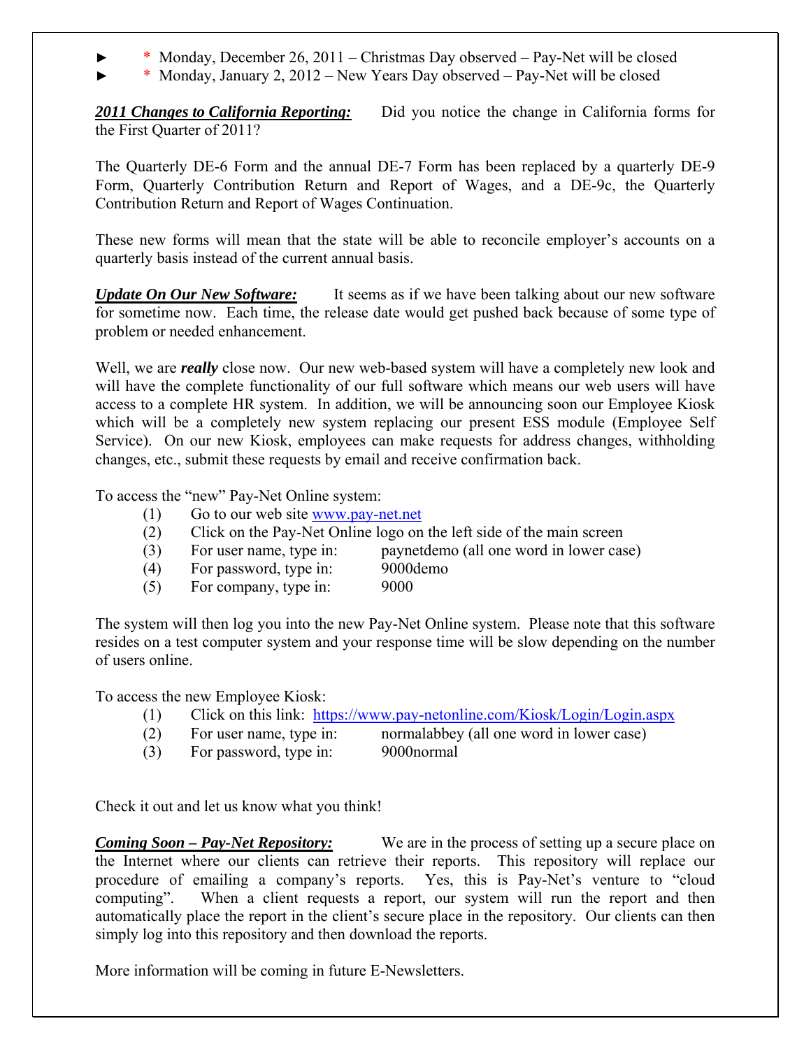- ► * Monday, December 26, 2011 – Christmas Day observed – Pay-Net will be closed
- ► * Monday, January 2, 2012 – New Years Day observed – Pay-Net will be closed

***2011 Changes to California Reporting:*** Did you notice the change in California forms for the First Quarter of 2011?

The Quarterly DE-6 Form and the annual DE-7 Form has been replaced by a quarterly DE-9 Form, Quarterly Contribution Return and Report of Wages, and a DE-9c, the Quarterly Contribution Return and Report of Wages Continuation.

These new forms will mean that the state will be able to reconcile employer's accounts on a quarterly basis instead of the current annual basis.

***Update On Our New Software:*** It seems as if we have been talking about our new software for sometime now. Each time, the release date would get pushed back because of some type of problem or needed enhancement.

Well, we are ***really*** close now. Our new web-based system will have a completely new look and will have the complete functionality of our full software which means our web users will have access to a complete HR system. In addition, we will be announcing soon our Employee Kiosk which will be a completely new system replacing our present ESS module (Employee Self Service). On our new Kiosk, employees can make requests for address changes, withholding changes, etc., submit these requests by email and receive confirmation back.

To access the "new" Pay-Net Online system:

(1) Go to our web site www.pay-net.net
(2) Click on the Pay-Net Online logo on the left side of the main screen
(3) For user name, type in: paynetdemo (all one word in lower case)
(4) For password, type in: 9000demo
(5) For company, type in: 9000

The system will then log you into the new Pay-Net Online system. Please note that this software resides on a test computer system and your response time will be slow depending on the number of users online.

To access the new Employee Kiosk:

(1) Click on this link: https://www.pay-netonline.com/Kiosk/Login/Login.aspx
(2) For user name, type in: normalabbey (all one word in lower case)
(3) For password, type in: 9000normal

Check it out and let us know what you think!

***Coming Soon – Pay-Net Repository:*** We are in the process of setting up a secure place on the Internet where our clients can retrieve their reports. This repository will replace our procedure of emailing a company's reports. Yes, this is Pay-Net's venture to "cloud computing". When a client requests a report, our system will run the report and then automatically place the report in the client's secure place in the repository. Our clients can then simply log into this repository and then download the reports.

More information will be coming in future E-Newsletters.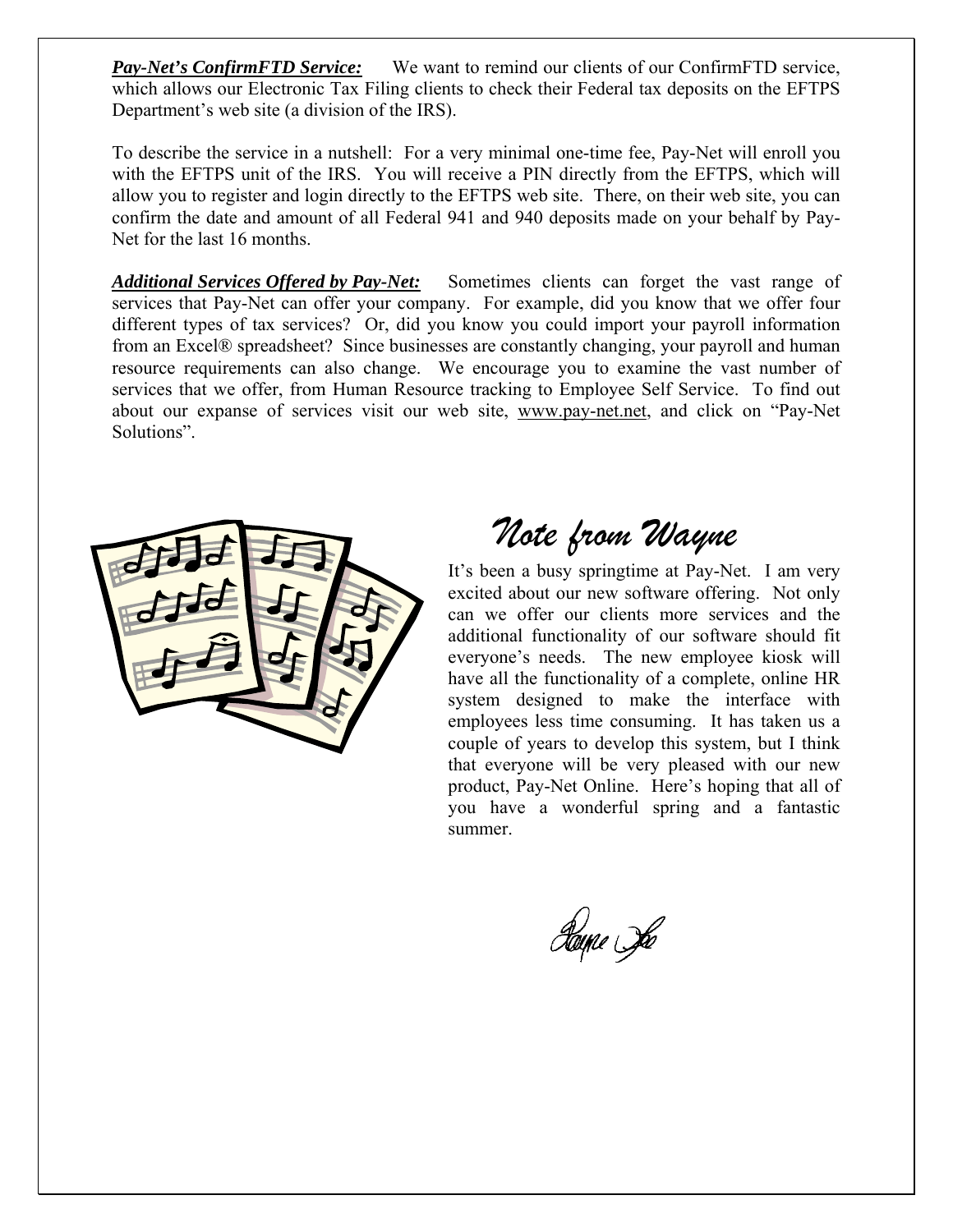***Pay-Net's ConfirmFTD Service:*** We want to remind our clients of our ConfirmFTD service, which allows our Electronic Tax Filing clients to check their Federal tax deposits on the EFTPS Department's web site (a division of the IRS).

To describe the service in a nutshell: For a very minimal one-time fee, Pay-Net will enroll you with the EFTPS unit of the IRS. You will receive a PIN directly from the EFTPS, which will allow you to register and login directly to the EFTPS web site. There, on their web site, you can confirm the date and amount of all Federal 941 and 940 deposits made on your behalf by Pay-Net for the last 16 months.

***Additional Services Offered by Pay-Net:*** Sometimes clients can forget the vast range of services that Pay-Net can offer your company. For example, did you know that we offer four different types of tax services? Or, did you know you could import your payroll information from an Excel® spreadsheet? Since businesses are constantly changing, your payroll and human resource requirements can also change. We encourage you to examine the vast number of services that we offer, from Human Resource tracking to Employee Self Service. To find out about our expanse of services visit our web site, www.pay-net.net, and click on "Pay-Net Solutions".

## *Note from Wayne*

It's been a busy springtime at Pay-Net. I am very excited about our new software offering. Not only can we offer our clients more services and the additional functionality of our software should fit everyone's needs. The new employee kiosk will have all the functionality of a complete, online HR system designed to make the interface with employees less time consuming. It has taken us a couple of years to develop this system, but I think that everyone will be very pleased with our new product, Pay-Net Online. Here's hoping that all of you have a wonderful spring and a fantastic summer.

Wayne Lo